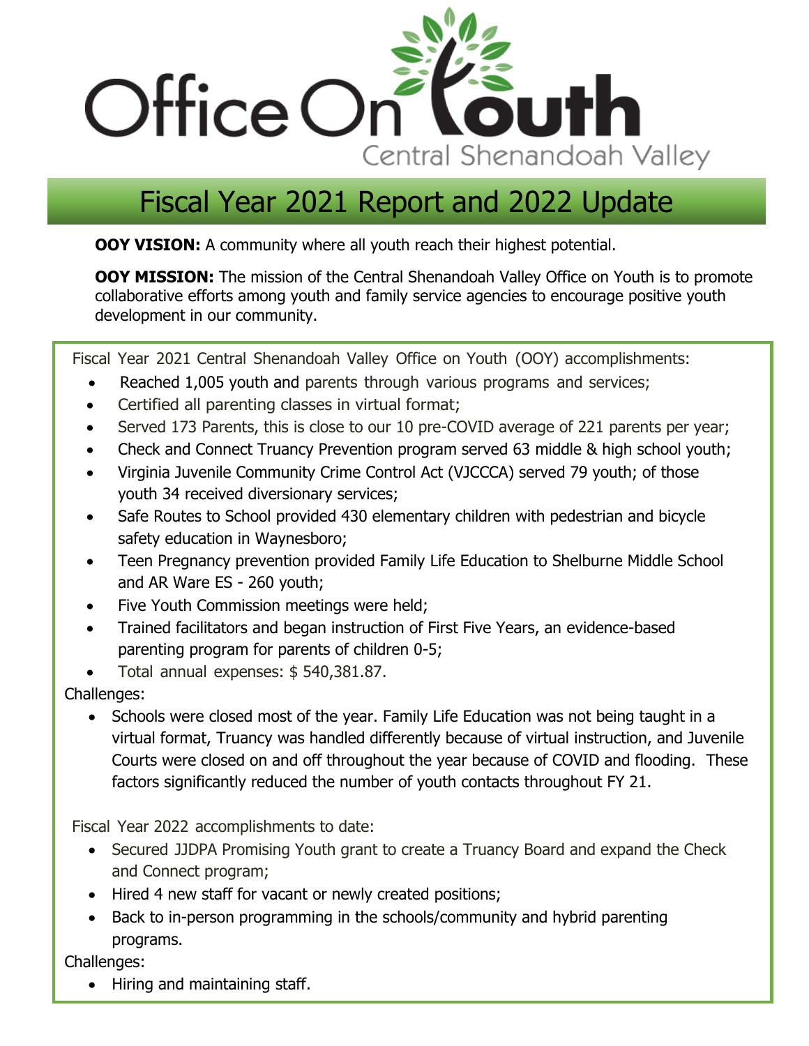# Office On Youth

Central Shenandoah Valley

## Fiscal Year 2021 Report and 2022 Update

**OOY VISION:** A community where all youth reach their highest potential.

**OOY MISSION:** The mission of the Central Shenandoah Valley Office on Youth is to promote collaborative efforts among youth and family service agencies to encourage positive youth development in our community.

Fiscal Year 2021 Central Shenandoah Valley Office on Youth (OOY) accomplishments:

- Reached 1,005 youth and parents through various programs and services;
- Certified all parenting classes in virtual format;
- Served 173 Parents, this is close to our 10 pre-COVID average of 221 parents per year;
- Check and Connect Truancy Prevention program served 63 middle & high school youth;
- Virginia Juvenile Community Crime Control Act (VJCCCA) served 79 youth; of those youth 34 received diversionary services;
- Safe Routes to School provided 430 elementary children with pedestrian and bicycle safety education in Waynesboro;
- Teen Pregnancy prevention provided Family Life Education to Shelburne Middle School and AR Ware ES - 260 youth;
- Five Youth Commission meetings were held;
- Trained facilitators and began instruction of First Five Years, an evidence-based parenting program for parents of children 0-5;
- Total annual expenses: $ 540,381.87.

Challenges:

- Schools were closed most of the year. Family Life Education was not being taught in a virtual format, Truancy was handled differently because of virtual instruction, and Juvenile Courts were closed on and off throughout the year because of COVID and flooding. These factors significantly reduced the number of youth contacts throughout FY 21.

Fiscal Year 2022 accomplishments to date:

- Secured JJDPA Promising Youth grant to create a Truancy Board and expand the Check and Connect program;
- Hired 4 new staff for vacant or newly created positions;
- Back to in-person programming in the schools/community and hybrid parenting programs.

Challenges:

- Hiring and maintaining staff.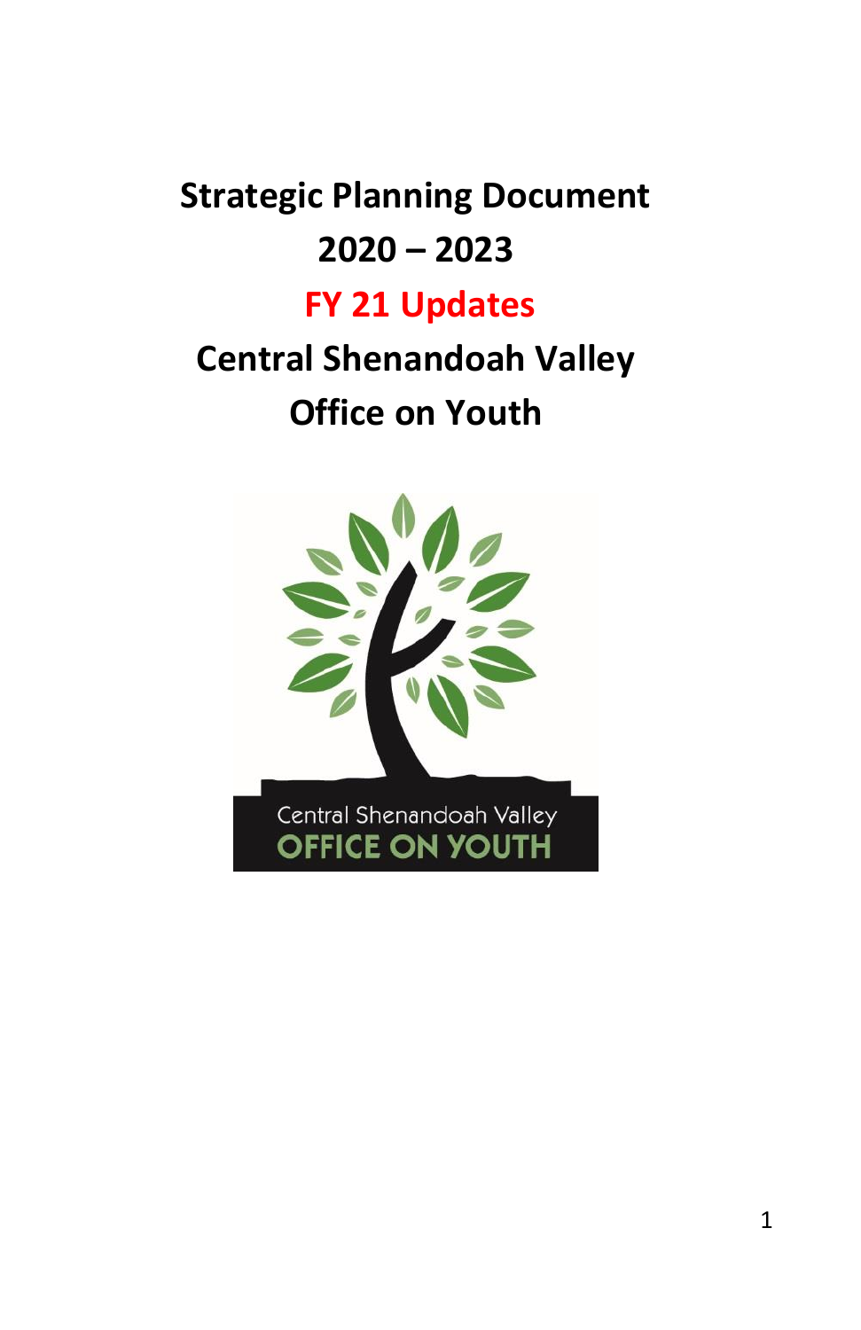# Strategic Planning Document
# 2020 – 2023
# FY 21 Updates
# Central Shenandoah Valley
# Office on Youth

Central Shenandoah Valley
OFFICE ON YOUTH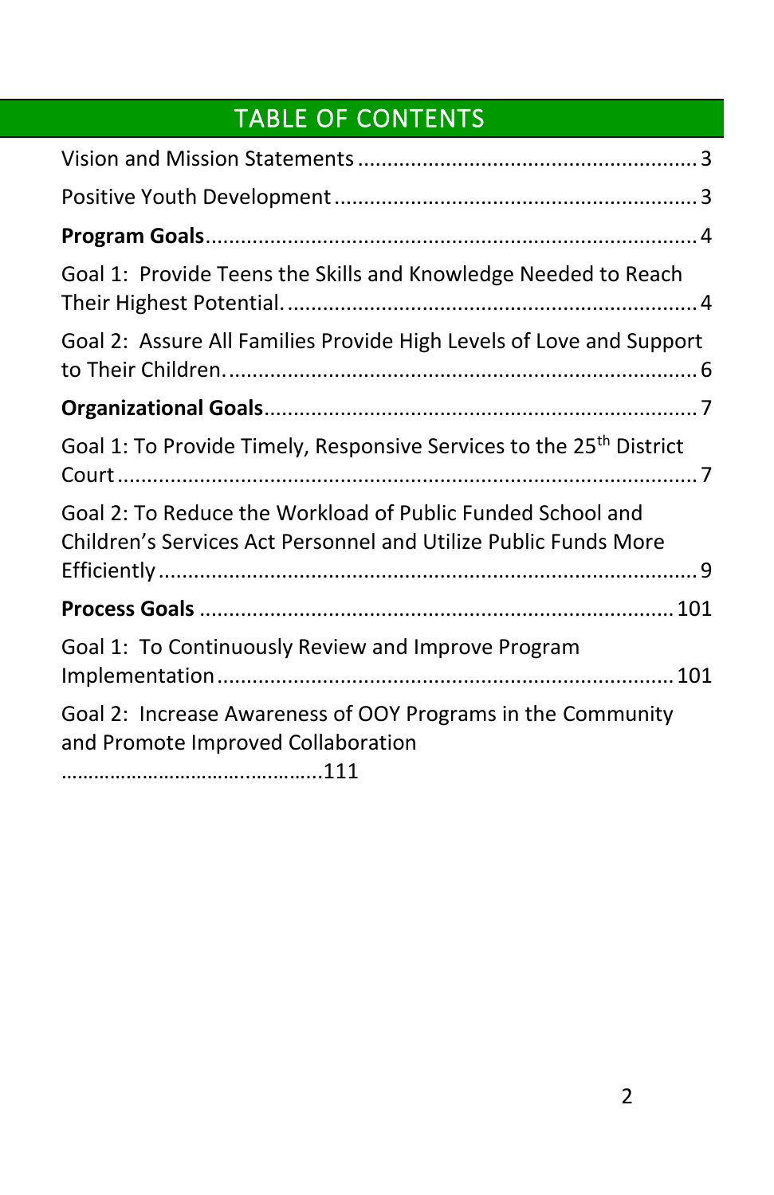# TABLE OF CONTENTS

Vision and Mission Statements .......................................................... 3

Positive Youth Development .............................................................. 3

**Program Goals**.................................................................................... 4

Goal 1: Provide Teens the Skills and Knowledge Needed to Reach Their Highest Potential. ...................................................................... 4

Goal 2: Assure All Families Provide High Levels of Love and Support to Their Children. ................................................................................ 6

**Organizational Goals**.......................................................................... 7

Goal 1: To Provide Timely, Responsive Services to the 25th District Court .................................................................................................... 7

Goal 2: To Reduce the Workload of Public Funded School and Children's Services Act Personnel and Utilize Public Funds More Efficiently ............................................................................................ 9

**Process Goals** .................................................................................. 101

Goal 1: To Continuously Review and Improve Program Implementation ............................................................................... 101

Goal 2: Increase Awareness of OOY Programs in the Community and Promote Improved Collaboration
…………………………….…………..111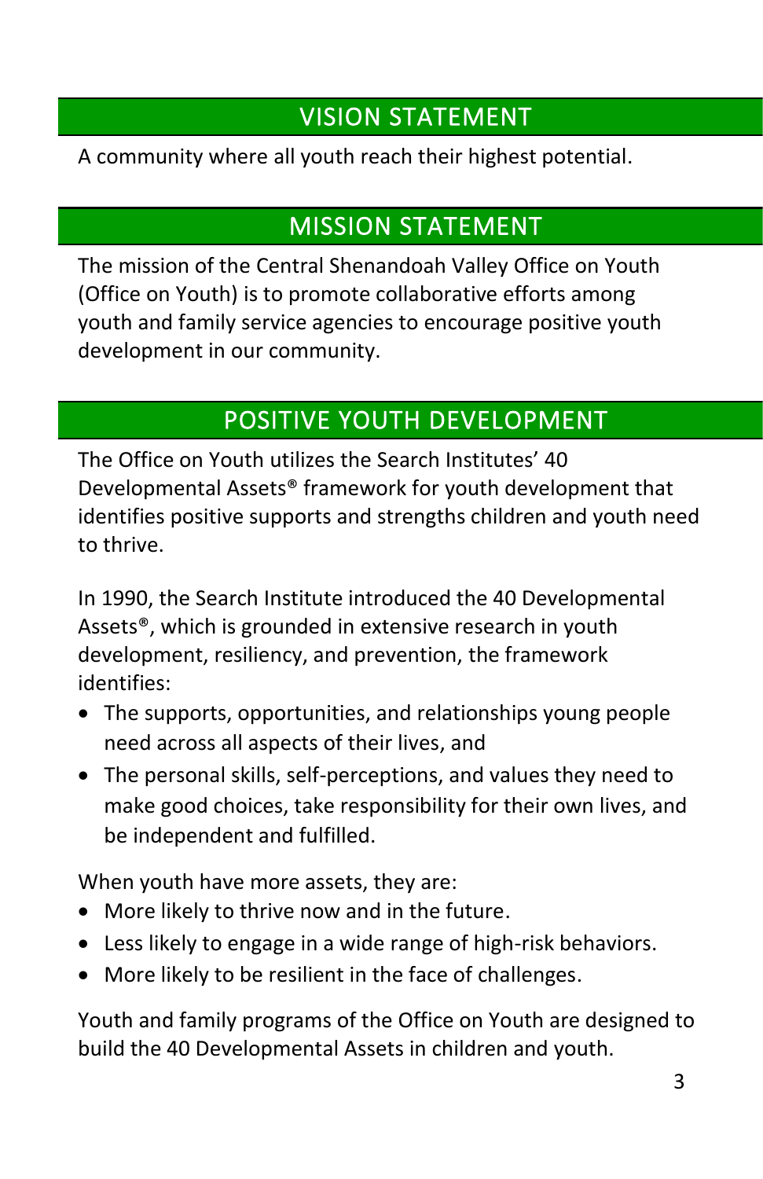## VISION STATEMENT

A community where all youth reach their highest potential.

## MISSION STATEMENT

The mission of the Central Shenandoah Valley Office on Youth (Office on Youth) is to promote collaborative efforts among youth and family service agencies to encourage positive youth development in our community.

## POSITIVE YOUTH DEVELOPMENT

The Office on Youth utilizes the Search Institutes' 40 Developmental Assets® framework for youth development that identifies positive supports and strengths children and youth need to thrive.

In 1990, the Search Institute introduced the 40 Developmental Assets®, which is grounded in extensive research in youth development, resiliency, and prevention, the framework identifies:

- The supports, opportunities, and relationships young people need across all aspects of their lives, and
- The personal skills, self-perceptions, and values they need to make good choices, take responsibility for their own lives, and be independent and fulfilled.

When youth have more assets, they are:

- More likely to thrive now and in the future.
- Less likely to engage in a wide range of high-risk behaviors.
- More likely to be resilient in the face of challenges.

Youth and family programs of the Office on Youth are designed to build the 40 Developmental Assets in children and youth.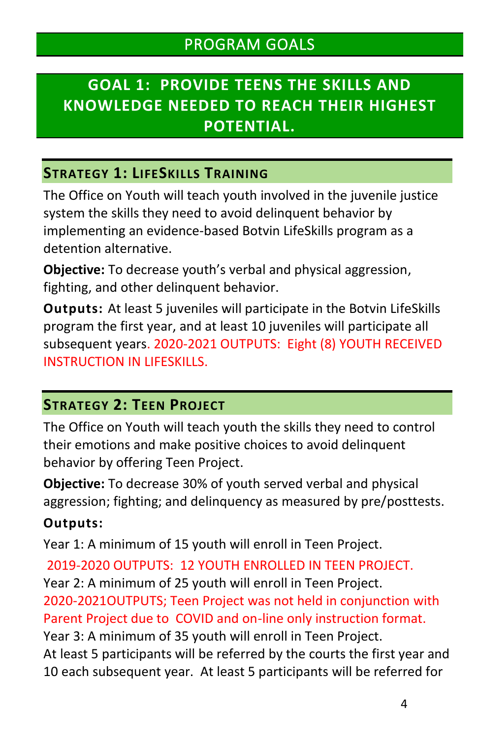## PROGRAM GOALS

## GOAL 1: PROVIDE TEENS THE SKILLS AND KNOWLEDGE NEEDED TO REACH THEIR HIGHEST POTENTIAL.

### STRATEGY 1: LIFESKILLS TRAINING

The Office on Youth will teach youth involved in the juvenile justice system the skills they need to avoid delinquent behavior by implementing an evidence-based Botvin LifeSkills program as a detention alternative.

**Objective:** To decrease youth's verbal and physical aggression, fighting, and other delinquent behavior.

**Outputs:** At least 5 juveniles will participate in the Botvin LifeSkills program the first year, and at least 10 juveniles will participate all subsequent years. 2020-2021 OUTPUTS: Eight (8) YOUTH RECEIVED INSTRUCTION IN LIFESKILLS.

### STRATEGY 2: TEEN PROJECT

The Office on Youth will teach youth the skills they need to control their emotions and make positive choices to avoid delinquent behavior by offering Teen Project.

**Objective:** To decrease 30% of youth served verbal and physical aggression; fighting; and delinquency as measured by pre/posttests.

**Outputs:**

Year 1: A minimum of 15 youth will enroll in Teen Project.

2019-2020 OUTPUTS: 12 YOUTH ENROLLED IN TEEN PROJECT.

Year 2: A minimum of 25 youth will enroll in Teen Project.

2020-2021OUTPUTS; Teen Project was not held in conjunction with Parent Project due to COVID and on-line only instruction format.

Year 3: A minimum of 35 youth will enroll in Teen Project.

At least 5 participants will be referred by the courts the first year and 10 each subsequent year. At least 5 participants will be referred for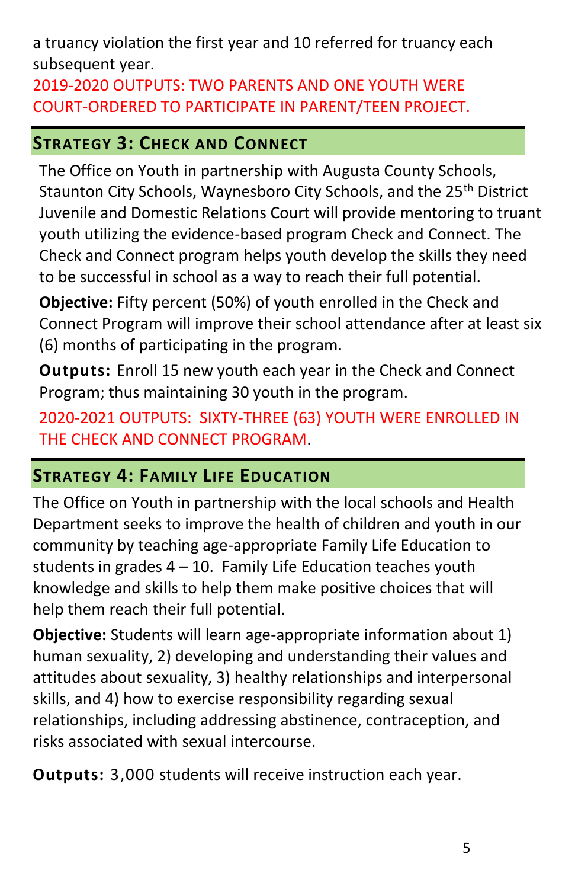a truancy violation the first year and 10 referred for truancy each subsequent year.

2019-2020 OUTPUTS: TWO PARENTS AND ONE YOUTH WERE COURT-ORDERED TO PARTICIPATE IN PARENT/TEEN PROJECT.

## STRATEGY 3: CHECK AND CONNECT

The Office on Youth in partnership with Augusta County Schools, Staunton City Schools, Waynesboro City Schools, and the 25th District Juvenile and Domestic Relations Court will provide mentoring to truant youth utilizing the evidence-based program Check and Connect. The Check and Connect program helps youth develop the skills they need to be successful in school as a way to reach their full potential.

**Objective:** Fifty percent (50%) of youth enrolled in the Check and Connect Program will improve their school attendance after at least six (6) months of participating in the program.

**Outputs:** Enroll 15 new youth each year in the Check and Connect Program; thus maintaining 30 youth in the program.

2020-2021 OUTPUTS: SIXTY-THREE (63) YOUTH WERE ENROLLED IN THE CHECK AND CONNECT PROGRAM.

## STRATEGY 4: FAMILY LIFE EDUCATION

The Office on Youth in partnership with the local schools and Health Department seeks to improve the health of children and youth in our community by teaching age-appropriate Family Life Education to students in grades 4 – 10. Family Life Education teaches youth knowledge and skills to help them make positive choices that will help them reach their full potential.

**Objective:** Students will learn age-appropriate information about 1) human sexuality, 2) developing and understanding their values and attitudes about sexuality, 3) healthy relationships and interpersonal skills, and 4) how to exercise responsibility regarding sexual relationships, including addressing abstinence, contraception, and risks associated with sexual intercourse.

**Outputs:** 3,000 students will receive instruction each year.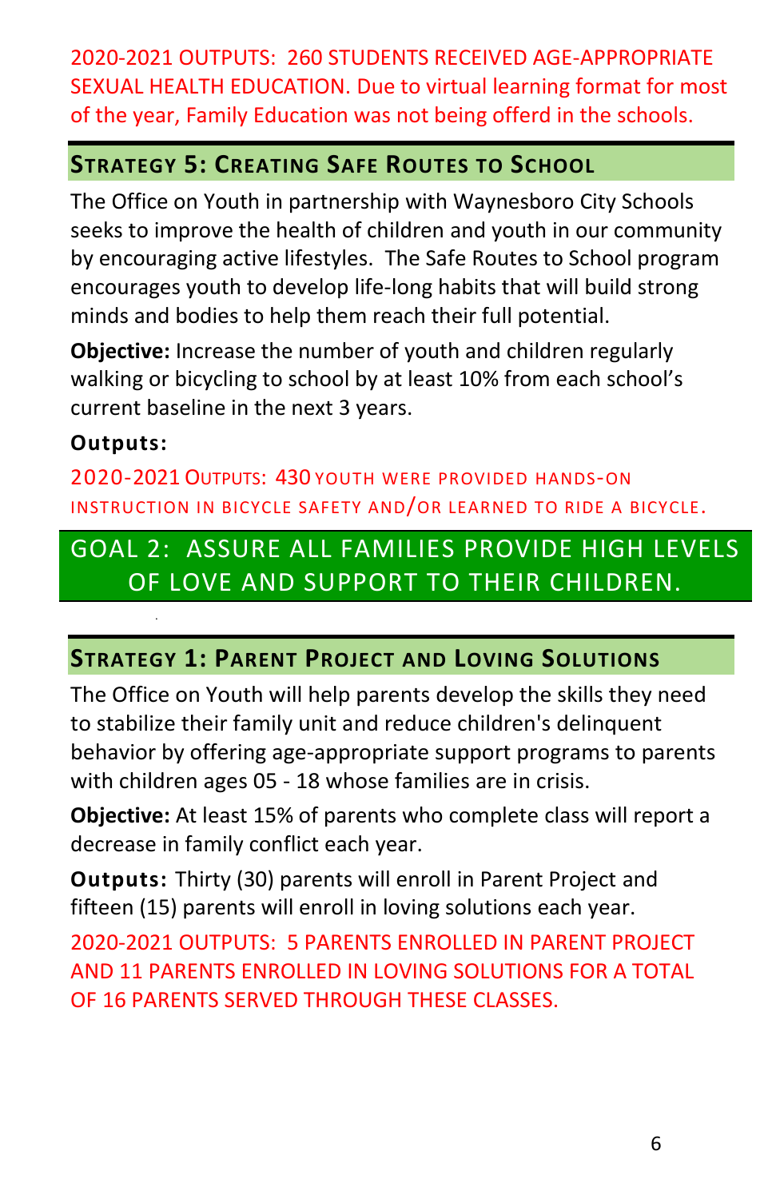2020-2021 OUTPUTS: 260 STUDENTS RECEIVED AGE-APPROPRIATE SEXUAL HEALTH EDUCATION. Due to virtual learning format for most of the year, Family Education was not being offerd in the schools.

### Strategy 5: Creating Safe Routes to School

The Office on Youth in partnership with Waynesboro City Schools seeks to improve the health of children and youth in our community by encouraging active lifestyles. The Safe Routes to School program encourages youth to develop life-long habits that will build strong minds and bodies to help them reach their full potential.

**Objective:** Increase the number of youth and children regularly walking or bicycling to school by at least 10% from each school's current baseline in the next 3 years.

**Outputs:**

2020-2021 OUTPUTS: 430 YOUTH WERE PROVIDED HANDS-ON INSTRUCTION IN BICYCLE SAFETY AND/OR LEARNED TO RIDE A BICYCLE.

## GOAL 2: ASSURE ALL FAMILIES PROVIDE HIGH LEVELS OF LOVE AND SUPPORT TO THEIR CHILDREN.

### Strategy 1: Parent Project and Loving Solutions

The Office on Youth will help parents develop the skills they need to stabilize their family unit and reduce children's delinquent behavior by offering age-appropriate support programs to parents with children ages 05 - 18 whose families are in crisis.

**Objective:** At least 15% of parents who complete class will report a decrease in family conflict each year.

**Outputs:** Thirty (30) parents will enroll in Parent Project and fifteen (15) parents will enroll in loving solutions each year.

2020-2021 OUTPUTS: 5 PARENTS ENROLLED IN PARENT PROJECT AND 11 PARENTS ENROLLED IN LOVING SOLUTIONS FOR A TOTAL OF 16 PARENTS SERVED THROUGH THESE CLASSES.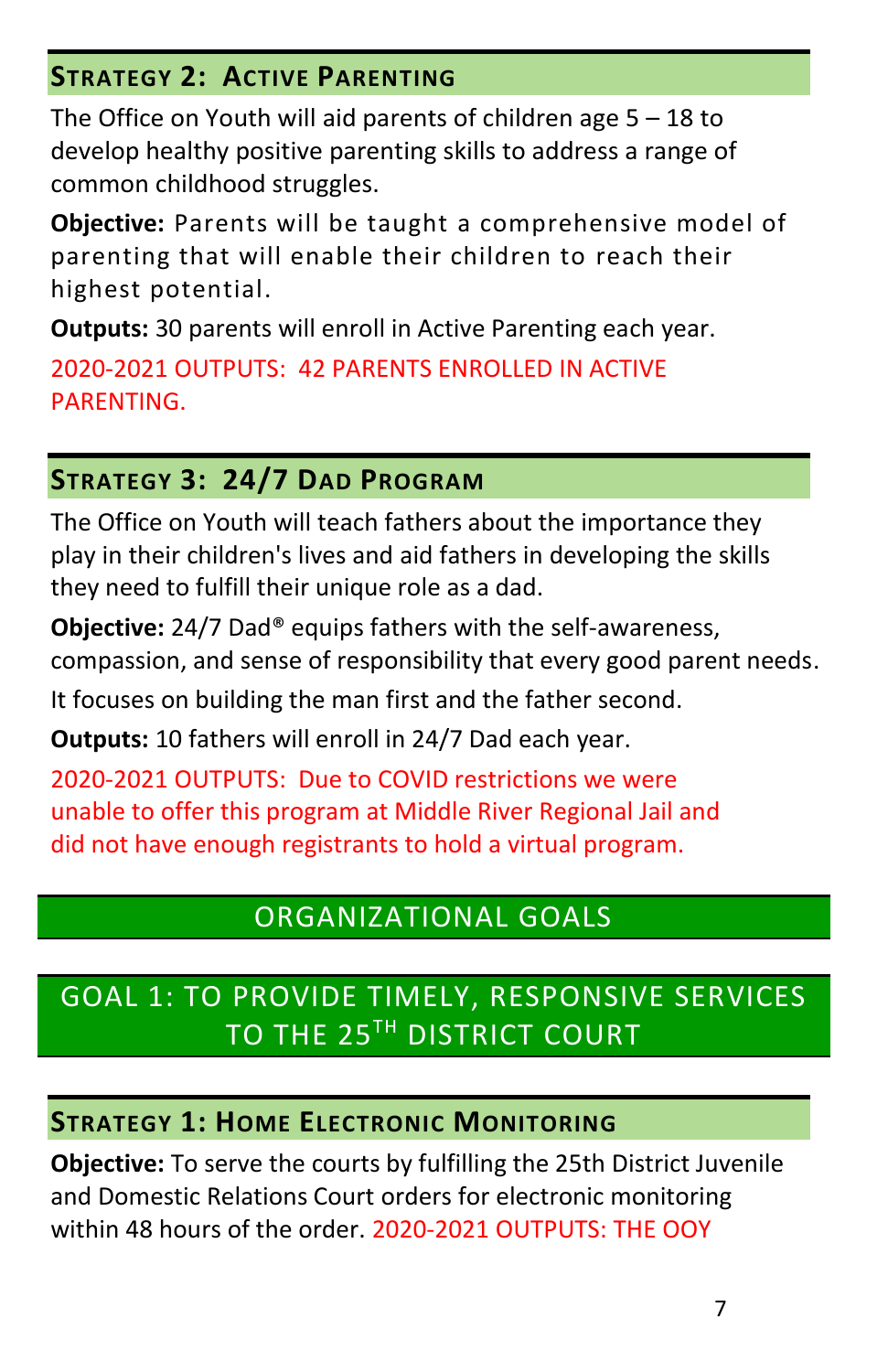### Strategy 2: Active Parenting

The Office on Youth will aid parents of children age 5 – 18 to develop healthy positive parenting skills to address a range of common childhood struggles.

**Objective:** Parents will be taught a comprehensive model of parenting that will enable their children to reach their highest potential.

**Outputs:** 30 parents will enroll in Active Parenting each year.

2020-2021 OUTPUTS: 42 PARENTS ENROLLED IN ACTIVE PARENTING.

### Strategy 3: 24/7 Dad Program

The Office on Youth will teach fathers about the importance they play in their children's lives and aid fathers in developing the skills they need to fulfill their unique role as a dad.

**Objective:** 24/7 Dad® equips fathers with the self-awareness, compassion, and sense of responsibility that every good parent needs.

It focuses on building the man first and the father second.

**Outputs:** 10 fathers will enroll in 24/7 Dad each year.

2020-2021 OUTPUTS: Due to COVID restrictions we were unable to offer this program at Middle River Regional Jail and did not have enough registrants to hold a virtual program.

# ORGANIZATIONAL GOALS

## GOAL 1: TO PROVIDE TIMELY, RESPONSIVE SERVICES TO THE 25TH DISTRICT COURT

### Strategy 1: Home Electronic Monitoring

**Objective:** To serve the courts by fulfilling the 25th District Juvenile and Domestic Relations Court orders for electronic monitoring within 48 hours of the order. 2020-2021 OUTPUTS: THE OOY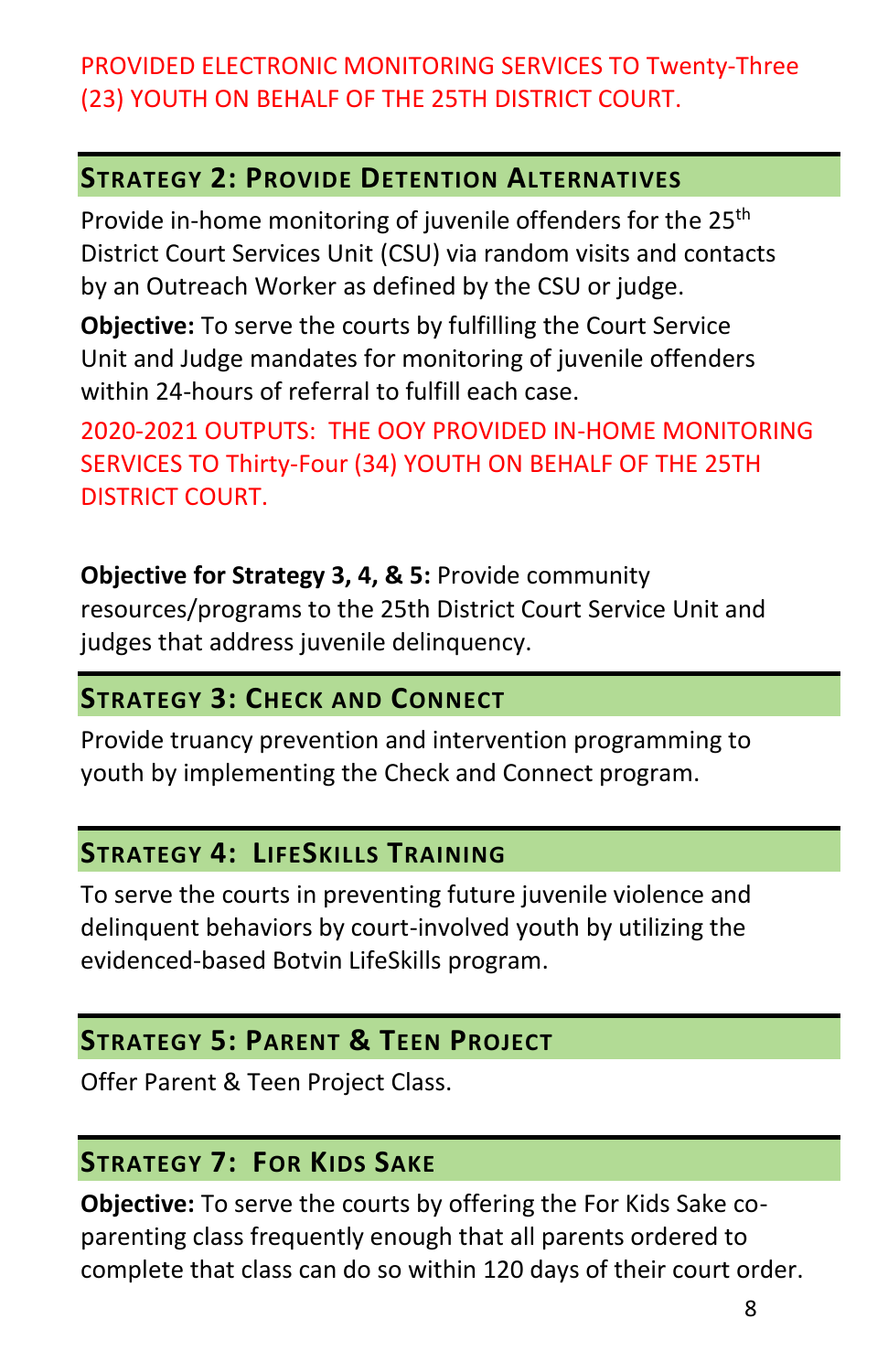PROVIDED ELECTRONIC MONITORING SERVICES TO Twenty-Three (23) YOUTH ON BEHALF OF THE 25TH DISTRICT COURT.

## Strategy 2: Provide Detention Alternatives

Provide in-home monitoring of juvenile offenders for the 25th District Court Services Unit (CSU) via random visits and contacts by an Outreach Worker as defined by the CSU or judge.

**Objective:** To serve the courts by fulfilling the Court Service Unit and Judge mandates for monitoring of juvenile offenders within 24-hours of referral to fulfill each case.

2020-2021 OUTPUTS: THE OOY PROVIDED IN-HOME MONITORING SERVICES TO Thirty-Four (34) YOUTH ON BEHALF OF THE 25TH DISTRICT COURT.

**Objective for Strategy 3, 4, & 5:** Provide community resources/programs to the 25th District Court Service Unit and judges that address juvenile delinquency.

## Strategy 3: Check and Connect

Provide truancy prevention and intervention programming to youth by implementing the Check and Connect program.

## Strategy 4: LifeSkills Training

To serve the courts in preventing future juvenile violence and delinquent behaviors by court-involved youth by utilizing the evidenced-based Botvin LifeSkills program.

## Strategy 5: Parent & Teen Project

Offer Parent & Teen Project Class.

## Strategy 7: For Kids Sake

**Objective:** To serve the courts by offering the For Kids Sake co-parenting class frequently enough that all parents ordered to complete that class can do so within 120 days of their court order.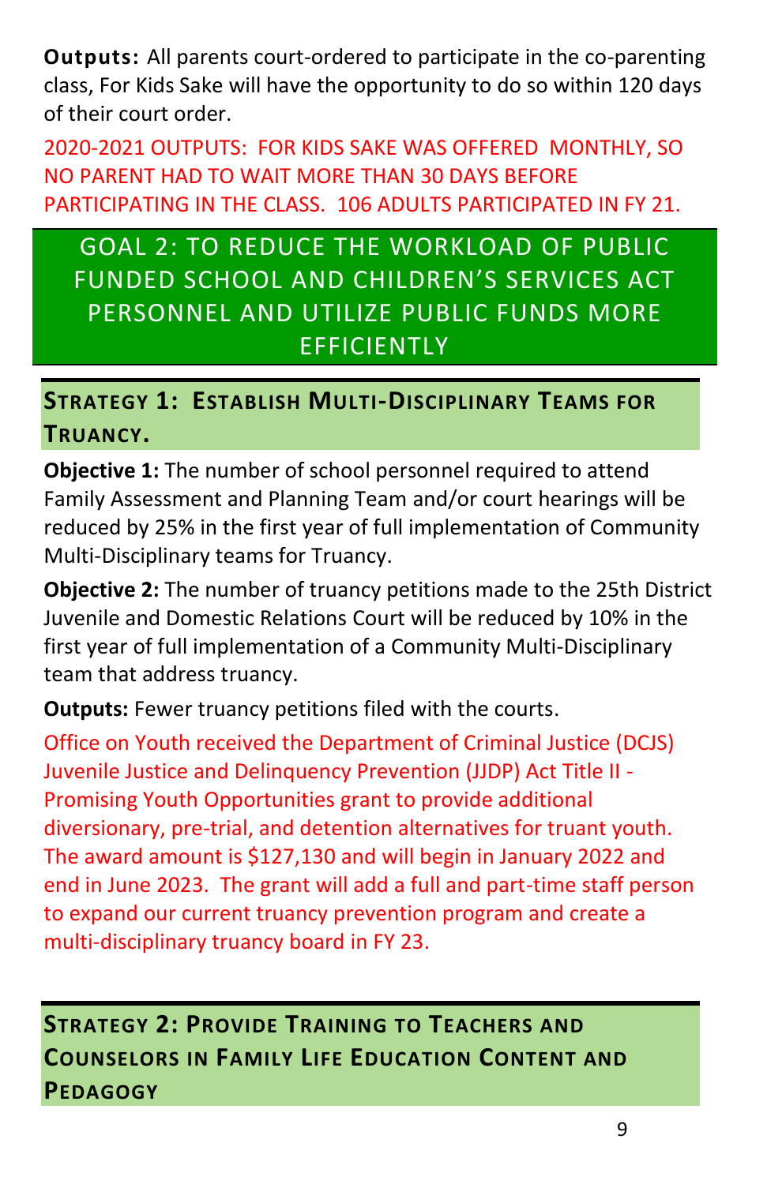**Outputs:** All parents court-ordered to participate in the co-parenting class, For Kids Sake will have the opportunity to do so within 120 days of their court order.

2020-2021 OUTPUTS: FOR KIDS SAKE WAS OFFERED MONTHLY, SO NO PARENT HAD TO WAIT MORE THAN 30 DAYS BEFORE PARTICIPATING IN THE CLASS. 106 ADULTS PARTICIPATED IN FY 21.

## GOAL 2: TO REDUCE THE WORKLOAD OF PUBLIC FUNDED SCHOOL AND CHILDREN'S SERVICES ACT PERSONNEL AND UTILIZE PUBLIC FUNDS MORE EFFICIENTLY

### Strategy 1: Establish Multi-Disciplinary Teams for Truancy.

**Objective 1:** The number of school personnel required to attend Family Assessment and Planning Team and/or court hearings will be reduced by 25% in the first year of full implementation of Community Multi-Disciplinary teams for Truancy.

**Objective 2:** The number of truancy petitions made to the 25th District Juvenile and Domestic Relations Court will be reduced by 10% in the first year of full implementation of a Community Multi-Disciplinary team that address truancy.

**Outputs:** Fewer truancy petitions filed with the courts.

Office on Youth received the Department of Criminal Justice (DCJS) Juvenile Justice and Delinquency Prevention (JJDP) Act Title II - Promising Youth Opportunities grant to provide additional diversionary, pre-trial, and detention alternatives for truant youth. The award amount is $127,130 and will begin in January 2022 and end in June 2023. The grant will add a full and part-time staff person to expand our current truancy prevention program and create a multi-disciplinary truancy board in FY 23.

### Strategy 2: Provide Training to Teachers and Counselors in Family Life Education Content and Pedagogy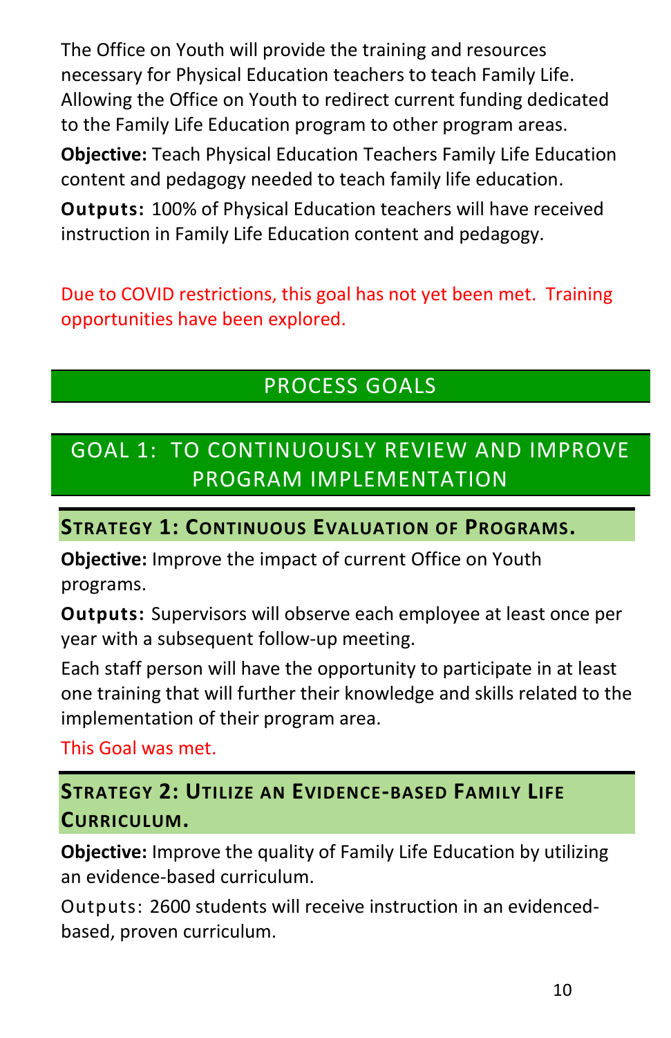The Office on Youth will provide the training and resources necessary for Physical Education teachers to teach Family Life. Allowing the Office on Youth to redirect current funding dedicated to the Family Life Education program to other program areas.

**Objective:** Teach Physical Education Teachers Family Life Education content and pedagogy needed to teach family life education.

**Outputs:** 100% of Physical Education teachers will have received instruction in Family Life Education content and pedagogy.

Due to COVID restrictions, this goal has not yet been met. Training opportunities have been explored.

## PROCESS GOALS

## GOAL 1: TO CONTINUOUSLY REVIEW AND IMPROVE PROGRAM IMPLEMENTATION

### Strategy 1: Continuous Evaluation of Programs.

**Objective:** Improve the impact of current Office on Youth programs.

**Outputs:** Supervisors will observe each employee at least once per year with a subsequent follow-up meeting.

Each staff person will have the opportunity to participate in at least one training that will further their knowledge and skills related to the implementation of their program area.

This Goal was met.

### Strategy 2: Utilize an Evidence-based Family Life Curriculum.

**Objective:** Improve the quality of Family Life Education by utilizing an evidence-based curriculum.

Outputs: 2600 students will receive instruction in an evidenced-based, proven curriculum.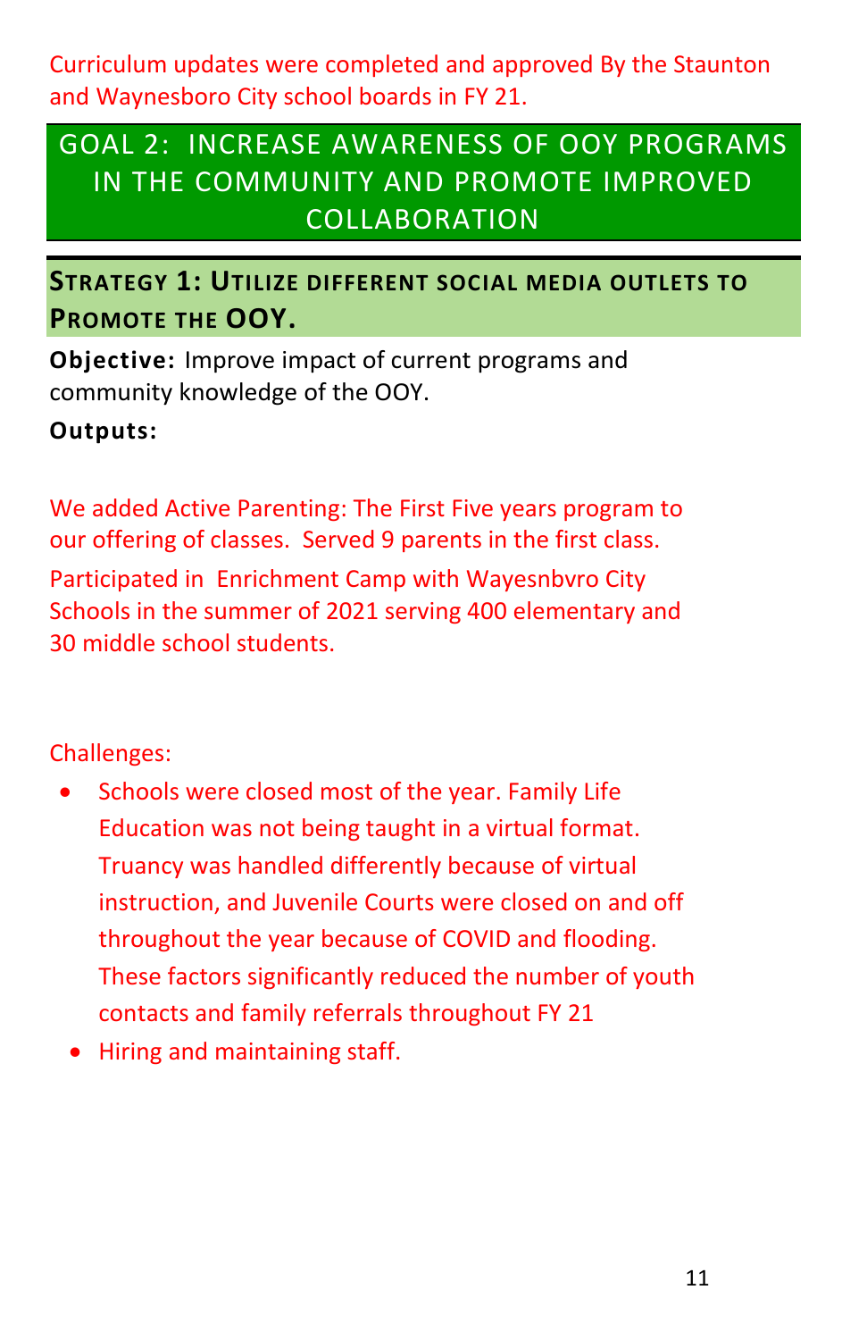Curriculum updates were completed and approved By the Staunton and Waynesboro City school boards in FY 21.

## GOAL 2: INCREASE AWARENESS OF OOY PROGRAMS IN THE COMMUNITY AND PROMOTE IMPROVED COLLABORATION

### STRATEGY 1: UTILIZE DIFFERENT SOCIAL MEDIA OUTLETS TO PROMOTE THE OOY.

**Objective:** Improve impact of current programs and community knowledge of the OOY.

**Outputs:**

We added Active Parenting: The First Five years program to our offering of classes. Served 9 parents in the first class.

Participated in Enrichment Camp with Wayesnbvro City Schools in the summer of 2021 serving 400 elementary and 30 middle school students.

Challenges:

- Schools were closed most of the year. Family Life Education was not being taught in a virtual format. Truancy was handled differently because of virtual instruction, and Juvenile Courts were closed on and off throughout the year because of COVID and flooding. These factors significantly reduced the number of youth contacts and family referrals throughout FY 21
- Hiring and maintaining staff.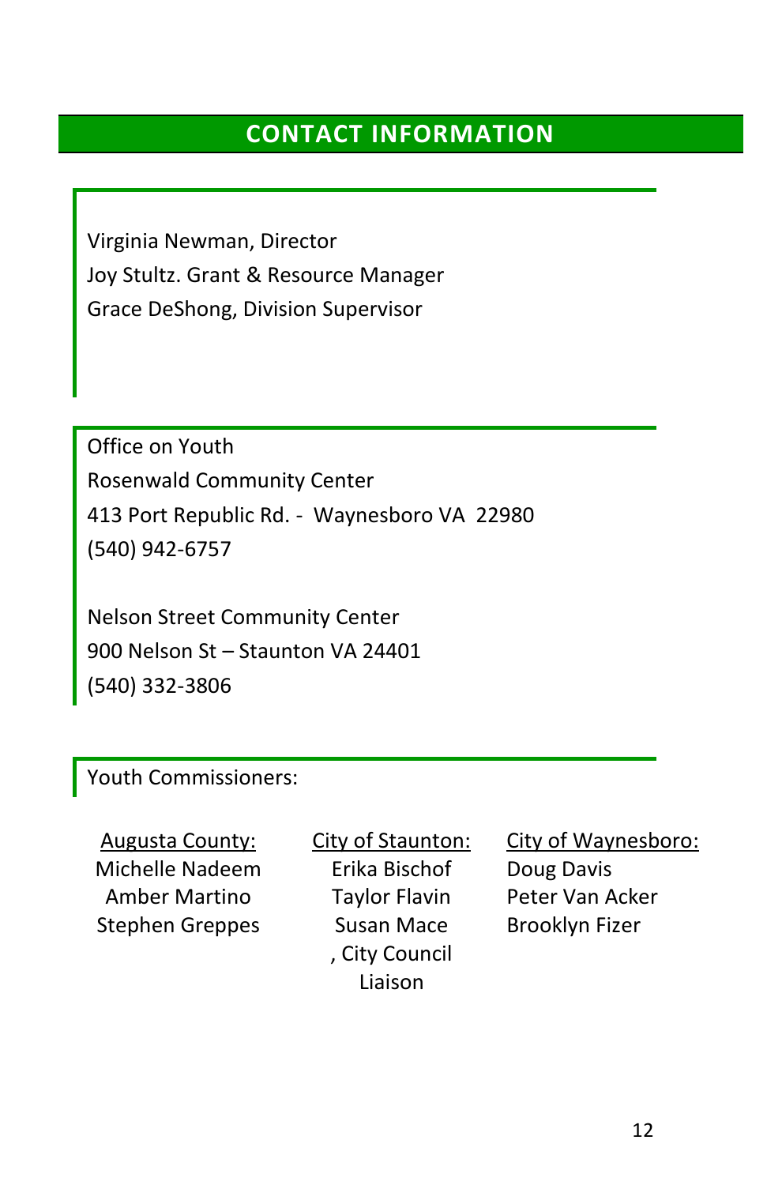## CONTACT INFORMATION

Virginia Newman, Director
Joy Stultz. Grant & Resource Manager
Grace DeShong, Division Supervisor

Office on Youth
Rosenwald Community Center
413 Port Republic Rd. - Waynesboro VA 22980
(540) 942-6757

Nelson Street Community Center
900 Nelson St – Staunton VA 24401
(540) 332-3806

Youth Commissioners:

| Augusta County: | City of Staunton: | City of Waynesboro: |
|---|---|---|
| Michelle Nadeem | Erika Bischof | Doug Davis |
| Amber Martino | Taylor Flavin | Peter Van Acker |
| Stephen Greppes | Susan Mace | Brooklyn Fizer |
| | , City Council Liaison | |